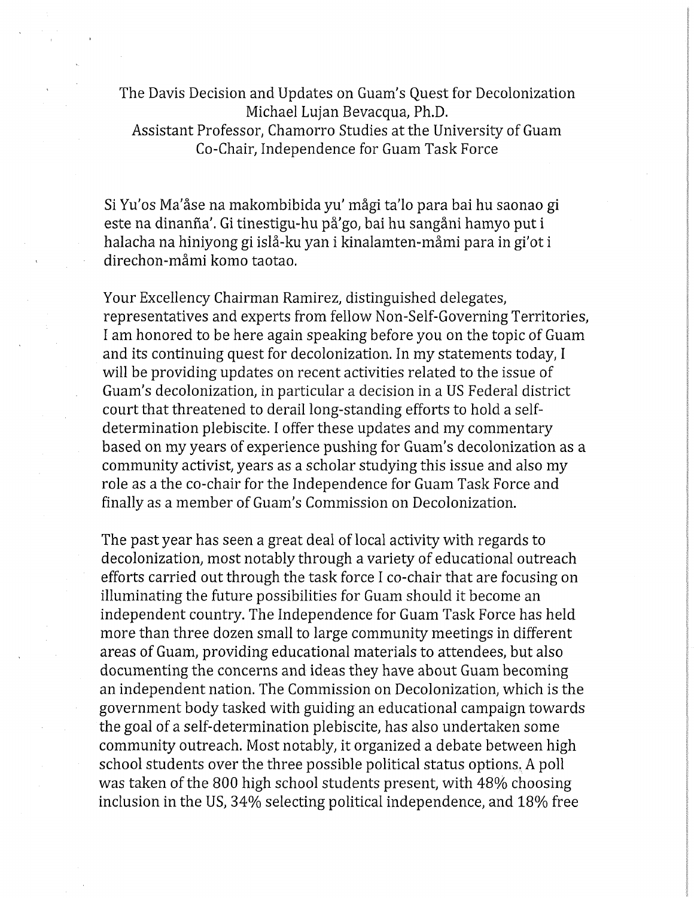The Davis Decision and Updates on Guam's Quest for Decolonization
Michael Lujan Bevacqua, Ph.D.
Assistant Professor, Chamorro Studies at the University of Guam
Co-Chair, Independence for Guam Task Force

Si Yu'os Ma'åse na makombibida yu' mågi ta'lo para bai hu saonao gi este na dinanña'. Gi tinestigu-hu på'go, bai hu sangåni hamyo put i halacha na hiniyong gi islå-ku yan i kinalamten-måmi para in gi'ot i direchon-måmi komo taotao.

Your Excellency Chairman Ramirez, distinguished delegates, representatives and experts from fellow Non-Self-Governing Territories, I am honored to be here again speaking before you on the topic of Guam and its continuing quest for decolonization. In my statements today, I will be providing updates on recent activities related to the issue of Guam's decolonization, in particular a decision in a US Federal district court that threatened to derail long-standing efforts to hold a self-determination plebiscite. I offer these updates and my commentary based on my years of experience pushing for Guam's decolonization as a community activist, years as a scholar studying this issue and also my role as a the co-chair for the Independence for Guam Task Force and finally as a member of Guam's Commission on Decolonization.

The past year has seen a great deal of local activity with regards to decolonization, most notably through a variety of educational outreach efforts carried out through the task force I co-chair that are focusing on illuminating the future possibilities for Guam should it become an independent country. The Independence for Guam Task Force has held more than three dozen small to large community meetings in different areas of Guam, providing educational materials to attendees, but also documenting the concerns and ideas they have about Guam becoming an independent nation. The Commission on Decolonization, which is the government body tasked with guiding an educational campaign towards the goal of a self-determination plebiscite, has also undertaken some community outreach. Most notably, it organized a debate between high school students over the three possible political status options. A poll was taken of the 800 high school students present, with 48% choosing inclusion in the US, 34% selecting political independence, and 18% free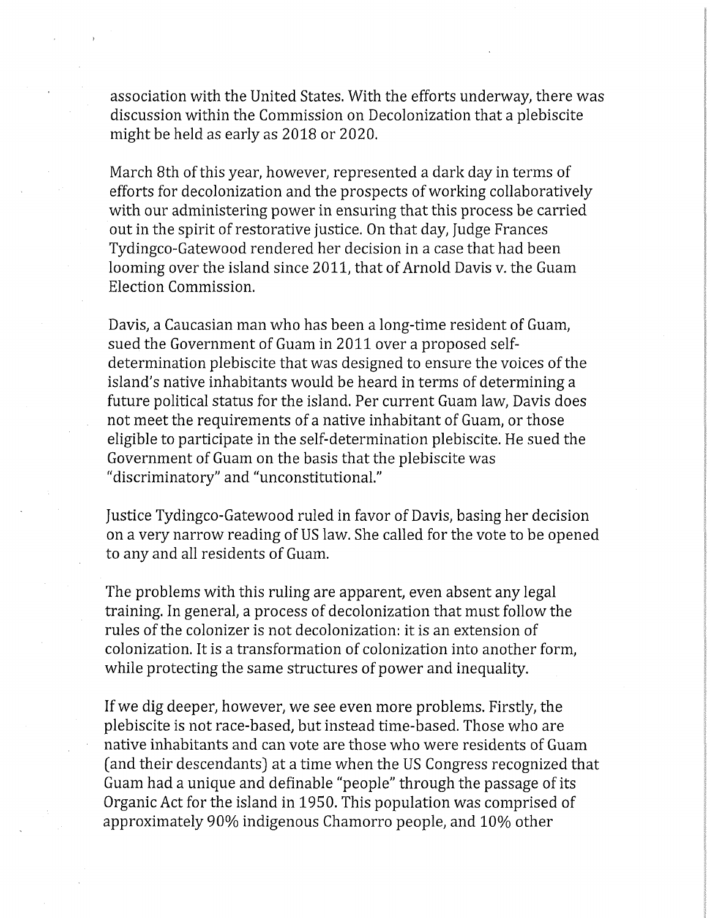association with the United States. With the efforts underway, there was discussion within the Commission on Decolonization that a plebiscite might be held as early as 2018 or 2020.

March 8th of this year, however, represented a dark day in terms of efforts for decolonization and the prospects of working collaboratively with our administering power in ensuring that this process be carried out in the spirit of restorative justice. On that day, Judge Frances Tydingco-Gatewood rendered her decision in a case that had been looming over the island since 2011, that of Arnold Davis v. the Guam Election Commission.

Davis, a Caucasian man who has been a long-time resident of Guam, sued the Government of Guam in 2011 over a proposed self-determination plebiscite that was designed to ensure the voices of the island's native inhabitants would be heard in terms of determining a future political status for the island. Per current Guam law, Davis does not meet the requirements of a native inhabitant of Guam, or those eligible to participate in the self-determination plebiscite. He sued the Government of Guam on the basis that the plebiscite was "discriminatory" and "unconstitutional."

Justice Tydingco-Gatewood ruled in favor of Davis, basing her decision on a very narrow reading of US law. She called for the vote to be opened to any and all residents of Guam.

The problems with this ruling are apparent, even absent any legal training. In general, a process of decolonization that must follow the rules of the colonizer is not decolonization: it is an extension of colonization. It is a transformation of colonization into another form, while protecting the same structures of power and inequality.

If we dig deeper, however, we see even more problems. Firstly, the plebiscite is not race-based, but instead time-based. Those who are native inhabitants and can vote are those who were residents of Guam (and their descendants) at a time when the US Congress recognized that Guam had a unique and definable "people" through the passage of its Organic Act for the island in 1950. This population was comprised of approximately 90% indigenous Chamorro people, and 10% other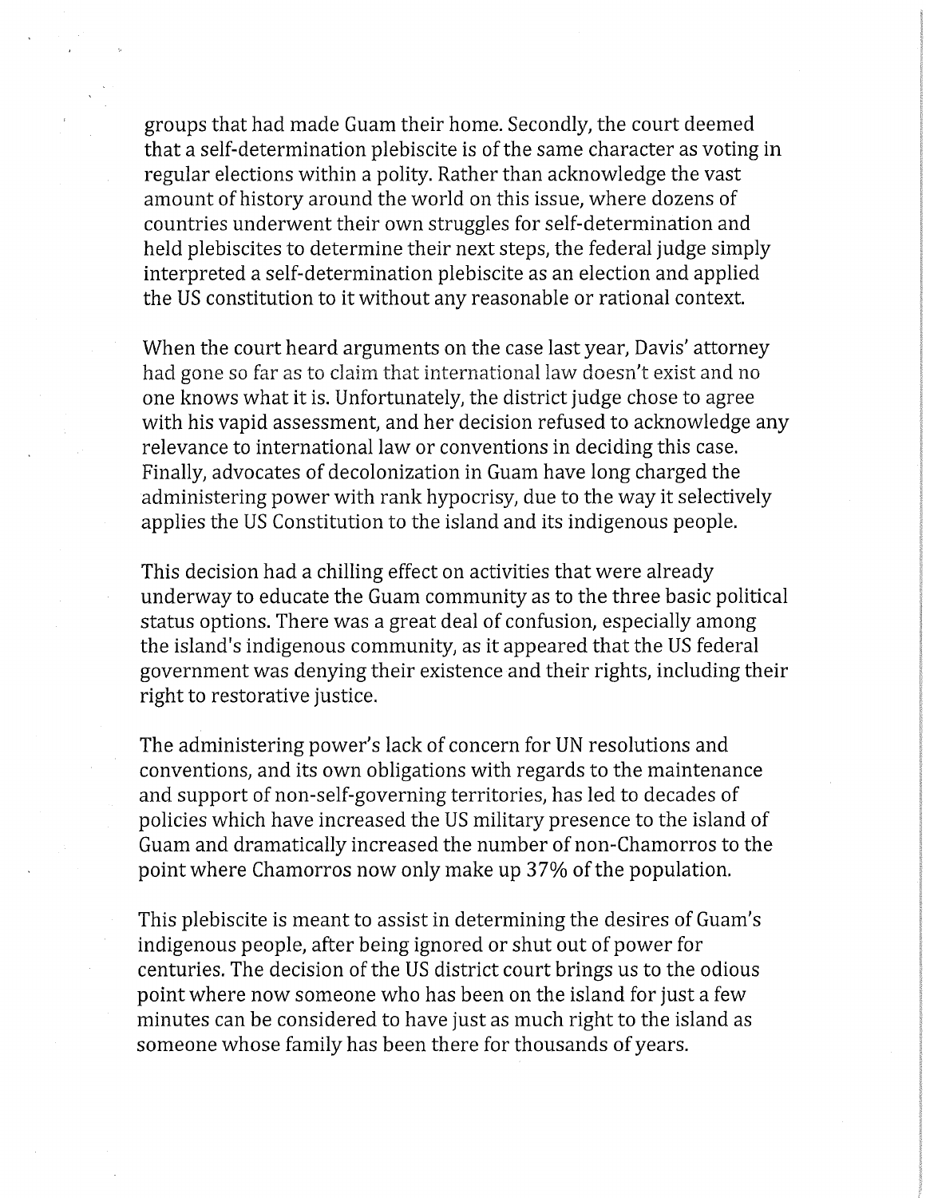groups that had made Guam their home. Secondly, the court deemed that a self-determination plebiscite is of the same character as voting in regular elections within a polity. Rather than acknowledge the vast amount of history around the world on this issue, where dozens of countries underwent their own struggles for self-determination and held plebiscites to determine their next steps, the federal judge simply interpreted a self-determination plebiscite as an election and applied the US constitution to it without any reasonable or rational context.

When the court heard arguments on the case last year, Davis' attorney had gone so far as to claim that international law doesn't exist and no one knows what it is. Unfortunately, the district judge chose to agree with his vapid assessment, and her decision refused to acknowledge any relevance to international law or conventions in deciding this case. Finally, advocates of decolonization in Guam have long charged the administering power with rank hypocrisy, due to the way it selectively applies the US Constitution to the island and its indigenous people.

This decision had a chilling effect on activities that were already underway to educate the Guam community as to the three basic political status options. There was a great deal of confusion, especially among the island's indigenous community, as it appeared that the US federal government was denying their existence and their rights, including their right to restorative justice.

The administering power's lack of concern for UN resolutions and conventions, and its own obligations with regards to the maintenance and support of non-self-governing territories, has led to decades of policies which have increased the US military presence to the island of Guam and dramatically increased the number of non-Chamorros to the point where Chamorros now only make up 37% of the population.

This plebiscite is meant to assist in determining the desires of Guam's indigenous people, after being ignored or shut out of power for centuries. The decision of the US district court brings us to the odious point where now someone who has been on the island for just a few minutes can be considered to have just as much right to the island as someone whose family has been there for thousands of years.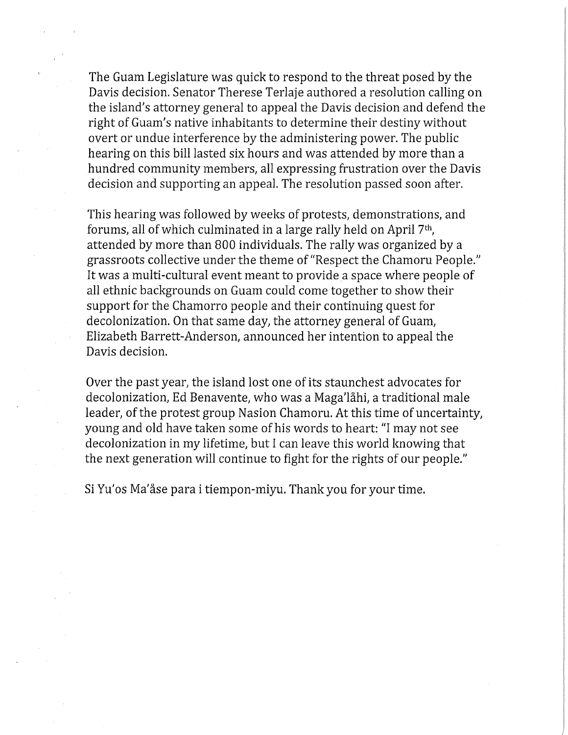The Guam Legislature was quick to respond to the threat posed by the Davis decision. Senator Therese Terlaje authored a resolution calling on the island's attorney general to appeal the Davis decision and defend the right of Guam's native inhabitants to determine their destiny without overt or undue interference by the administering power. The public hearing on this bill lasted six hours and was attended by more than a hundred community members, all expressing frustration over the Davis decision and supporting an appeal. The resolution passed soon after.

This hearing was followed by weeks of protests, demonstrations, and forums, all of which culminated in a large rally held on April 7th, attended by more than 800 individuals. The rally was organized by a grassroots collective under the theme of "Respect the Chamoru People." It was a multi-cultural event meant to provide a space where people of all ethnic backgrounds on Guam could come together to show their support for the Chamorro people and their continuing quest for decolonization. On that same day, the attorney general of Guam, Elizabeth Barrett-Anderson, announced her intention to appeal the Davis decision.

Over the past year, the island lost one of its staunchest advocates for decolonization, Ed Benavente, who was a Maga'låhi, a traditional male leader, of the protest group Nasion Chamoru. At this time of uncertainty, young and old have taken some of his words to heart: "I may not see decolonization in my lifetime, but I can leave this world knowing that the next generation will continue to fight for the rights of our people."

Si Yu'os Ma'åse para i tiempon-miyu. Thank you for your time.